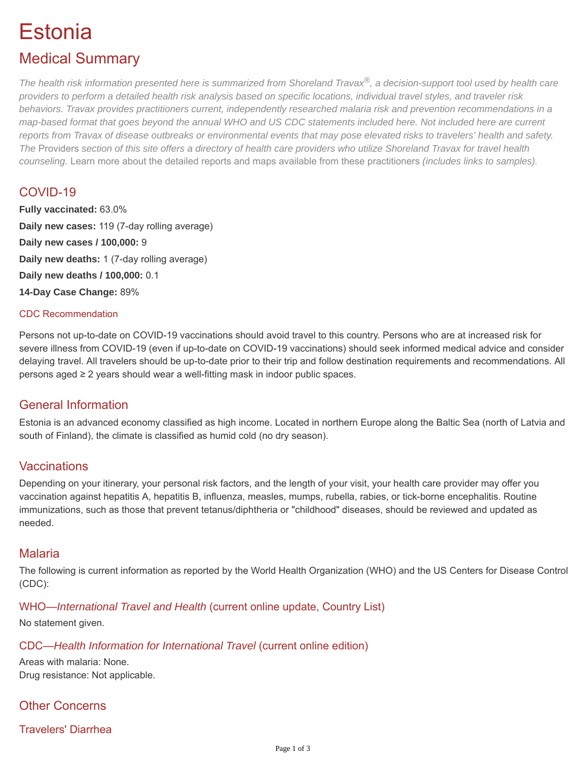# Estonia

## Medical Summary

*The health risk information presented here is summarized from Shoreland Travax®, a decision-support tool used by health care providers to perform a detailed health risk analysis based on specific locations, individual travel styles, and traveler risk behaviors. Travax provides practitioners current, independently researched malaria risk and prevention recommendations in a map-based format that goes beyond the annual WHO and US CDC statements included here. Not included here are current reports from Travax of disease outbreaks or environmental events that may pose elevated risks to travelers' health and safety. The* Providers *section of this site offers a directory of health care providers who utilize Shoreland Travax for travel health counseling.* Learn more about the detailed reports and maps available from these practitioners *(includes links to samples).*

### COVID-19

**Fully vaccinated:** 63.0%

**Daily new cases:** 119 (7-day rolling average)

**Daily new cases / 100,000:** 9

**Daily new deaths:** 1 (7-day rolling average)

**Daily new deaths / 100,000:** 0.1

**14-Day Case Change:** 89%

#### CDC Recommendation

Persons not up-to-date on COVID-19 vaccinations should avoid travel to this country. Persons who are at increased risk for severe illness from COVID-19 (even if up-to-date on COVID-19 vaccinations) should seek informed medical advice and consider delaying travel. All travelers should be up-to-date prior to their trip and follow destination requirements and recommendations. All persons aged ≥ 2 years should wear a well-fitting mask in indoor public spaces.

### General Information

Estonia is an advanced economy classified as high income. Located in northern Europe along the Baltic Sea (north of Latvia and south of Finland), the climate is classified as humid cold (no dry season).

### Vaccinations

Depending on your itinerary, your personal risk factors, and the length of your visit, your health care provider may offer you vaccination against hepatitis A, hepatitis B, influenza, measles, mumps, rubella, rabies, or tick-borne encephalitis. Routine immunizations, such as those that prevent tetanus/diphtheria or "childhood" diseases, should be reviewed and updated as needed.

### Malaria

The following is current information as reported by the World Health Organization (WHO) and the US Centers for Disease Control (CDC):

#### WHO—*International Travel and Health* (current online update, Country List)

No statement given.

#### CDC—*Health Information for International Travel* (current online edition)

Areas with malaria: None.
Drug resistance: Not applicable.

### Other Concerns

#### Travelers' Diarrhea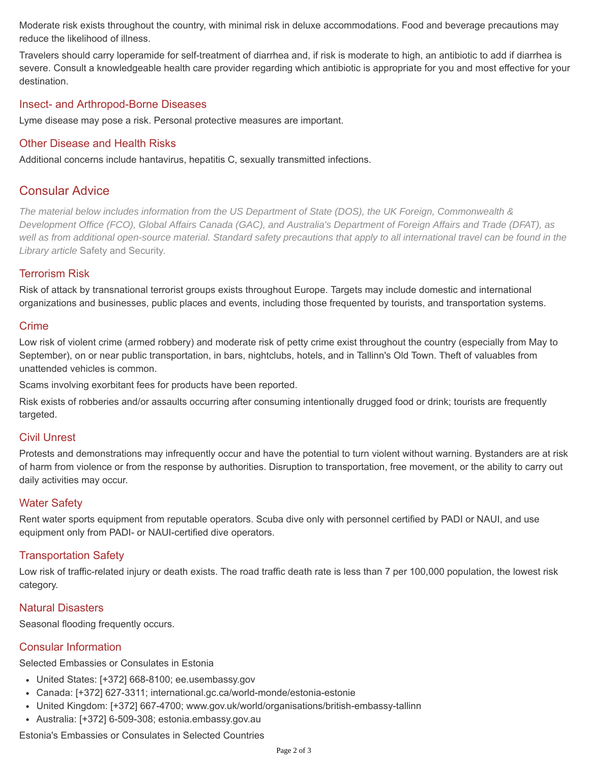Moderate risk exists throughout the country, with minimal risk in deluxe accommodations. Food and beverage precautions may reduce the likelihood of illness.

Travelers should carry loperamide for self-treatment of diarrhea and, if risk is moderate to high, an antibiotic to add if diarrhea is severe. Consult a knowledgeable health care provider regarding which antibiotic is appropriate for you and most effective for your destination.

### Insect- and Arthropod-Borne Diseases

Lyme disease may pose a risk. Personal protective measures are important.

### Other Disease and Health Risks

Additional concerns include hantavirus, hepatitis C, sexually transmitted infections.

## Consular Advice

*The material below includes information from the US Department of State (DOS), the UK Foreign, Commonwealth & Development Office (FCO), Global Affairs Canada (GAC), and Australia's Department of Foreign Affairs and Trade (DFAT), as well as from additional open-source material. Standard safety precautions that apply to all international travel can be found in the Library article* Safety and Security.

### Terrorism Risk

Risk of attack by transnational terrorist groups exists throughout Europe. Targets may include domestic and international organizations and businesses, public places and events, including those frequented by tourists, and transportation systems.

### Crime

Low risk of violent crime (armed robbery) and moderate risk of petty crime exist throughout the country (especially from May to September), on or near public transportation, in bars, nightclubs, hotels, and in Tallinn's Old Town. Theft of valuables from unattended vehicles is common.

Scams involving exorbitant fees for products have been reported.

Risk exists of robberies and/or assaults occurring after consuming intentionally drugged food or drink; tourists are frequently targeted.

### Civil Unrest

Protests and demonstrations may infrequently occur and have the potential to turn violent without warning. Bystanders are at risk of harm from violence or from the response by authorities. Disruption to transportation, free movement, or the ability to carry out daily activities may occur.

### Water Safety

Rent water sports equipment from reputable operators. Scuba dive only with personnel certified by PADI or NAUI, and use equipment only from PADI- or NAUI-certified dive operators.

### Transportation Safety

Low risk of traffic-related injury or death exists. The road traffic death rate is less than 7 per 100,000 population, the lowest risk category.

### Natural Disasters

Seasonal flooding frequently occurs.

### Consular Information

Selected Embassies or Consulates in Estonia

- United States: [+372] 668-8100; ee.usembassy.gov
- Canada: [+372] 627-3311; international.gc.ca/world-monde/estonia-estonie
- United Kingdom: [+372] 667-4700; www.gov.uk/world/organisations/british-embassy-tallinn
- Australia: [+372] 6-509-308; estonia.embassy.gov.au

Estonia's Embassies or Consulates in Selected Countries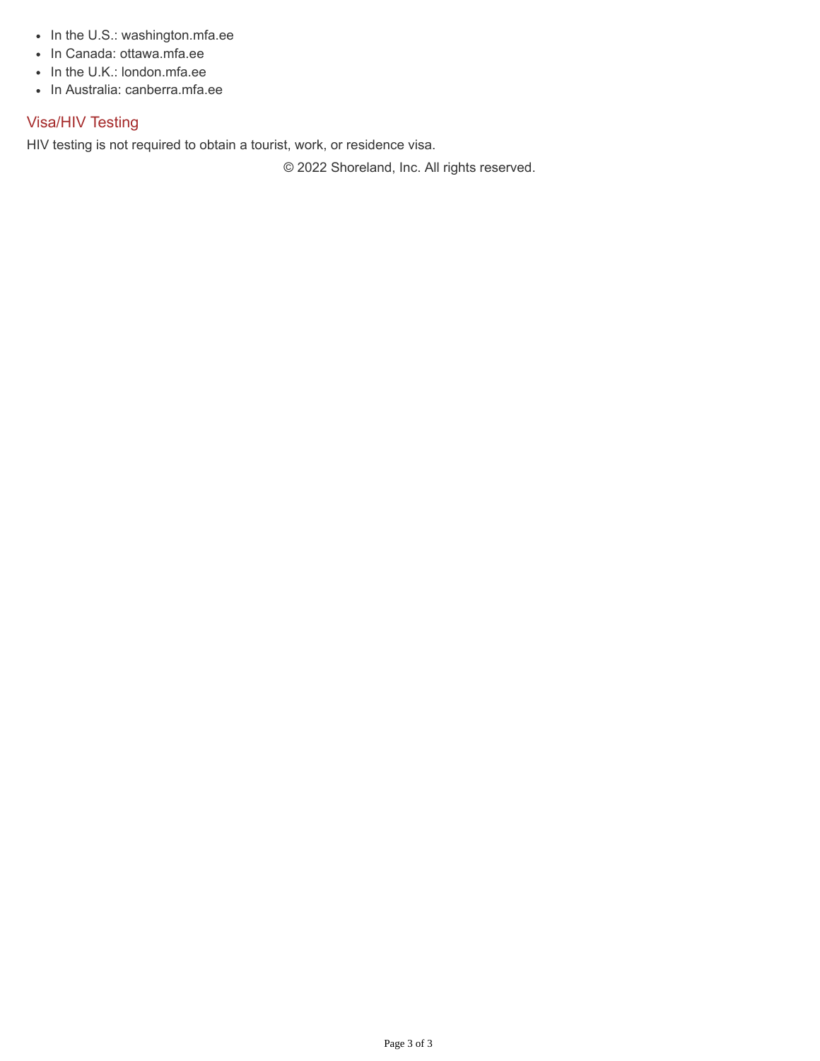- In the U.S.: washington.mfa.ee
- In Canada: ottawa.mfa.ee
- In the U.K.: london.mfa.ee
- In Australia: canberra.mfa.ee

## Visa/HIV Testing

HIV testing is not required to obtain a tourist, work, or residence visa.

© 2022 Shoreland, Inc. All rights reserved.